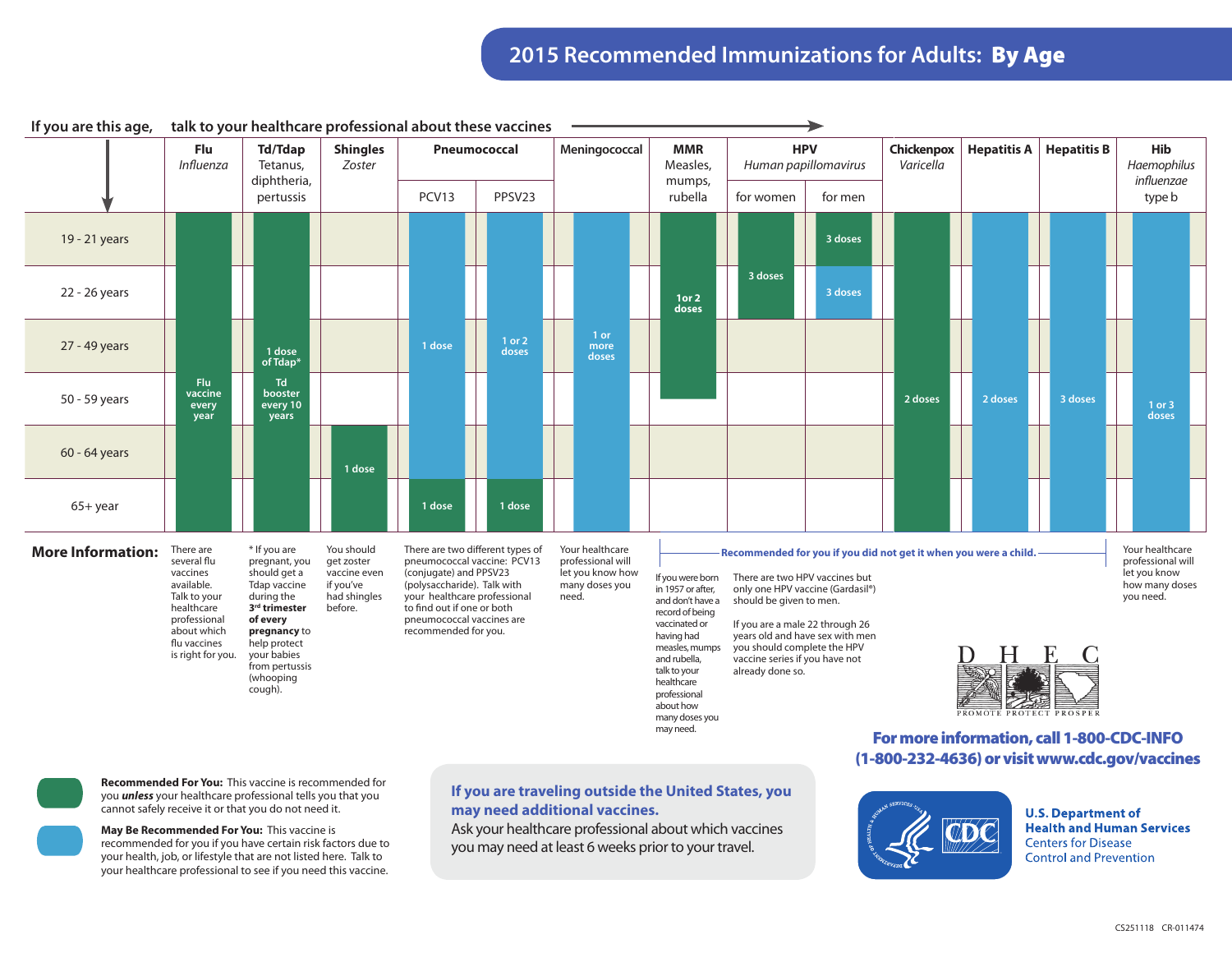# 2015 Recommended Immunizations for Adults: **By Age**

**If you are this age, talk to your healthcare professional about these vaccines**

| Age | Flu *Influenza* | Td/Tdap Tetanus, diphtheria, pertussis | Shingles *Zoster* | Pneumococcal PCV13 | Pneumococcal PPSV23 | Meningococcal | MMR Measles, mumps, rubella | HPV *Human papillomavirus* for women | HPV *Human papillomavirus* for men | Chickenpox *Varicella* | Hepatitis A | Hepatitis B | Hib *Haemophilus influenzae* type b |
|---|---|---|---|---|---|---|---|---|---|---|---|---|---|
| 19 - 21 years | Flu vaccine every year | 1 dose of Tdap* / Td booster every 10 years | | 1 dose | 1 or 2 doses | 1 or more doses | 1or 2 doses | 3 doses | 3 doses | 2 doses | 2 doses | 3 doses | 1 or 3 doses |
| 22 - 26 years | Flu vaccine every year | 1 dose of Tdap* / Td booster every 10 years | | 1 dose | 1 or 2 doses | 1 or more doses | 1or 2 doses | 3 doses | 3 doses | 2 doses | 2 doses | 3 doses | 1 or 3 doses |
| 27 - 49 years | Flu vaccine every year | 1 dose of Tdap* / Td booster every 10 years | | 1 dose | 1 or 2 doses | 1 or more doses | 1or 2 doses | | | 2 doses | 2 doses | 3 doses | 1 or 3 doses |
| 50 - 59 years | Flu vaccine every year | 1 dose of Tdap* / Td booster every 10 years | | 1 dose | 1 or 2 doses | 1 or more doses | | | | 2 doses | 2 doses | 3 doses | 1 or 3 doses |
| 60 - 64 years | Flu vaccine every year | 1 dose of Tdap* / Td booster every 10 years | 1 dose | 1 dose | 1 or 2 doses | 1 or more doses | | | | 2 doses | 2 doses | 3 doses | 1 or 3 doses |
| 65+ year | Flu vaccine every year | 1 dose of Tdap* / Td booster every 10 years | 1 dose | 1 dose | 1 dose | 1 or more doses | | | | 2 doses | 2 doses | 3 doses | 1 or 3 doses |

## More Information:

**Flu:** There are several flu vaccines available. Talk to your healthcare professional about which flu vaccines is right for you.

**Td/Tdap:** * If you are pregnant, you should get a Tdap vaccine during the 3[rd] trimester **of every pregnancy** to help protect your babies from pertussis (whooping cough).

**Shingles:** You should get zoster vaccine even if you've had shingles before.

**Pneumococcal:** There are two different types of pneumococcal vaccine: PCV13 (conjugate) and PPSV23 (polysaccharide). Talk with your healthcare professional to find out if one or both pneumococcal vaccines are recommended for you.

**Meningococcal:** Your healthcare professional will let you know how many doses you need.

**Recommended for you if you did not get it when you were a child.**

**MMR:** If you were born in 1957 or after, and don't have a record of being vaccinated or having had measles, mumps and rubella, talk to your healthcare professional about how many doses you may need.

**HPV:** There are two HPV vaccines but only one HPV vaccine (Gardasil®) should be given to men.

If you are a male 22 through 26 years old and have sex with men you should complete the HPV vaccine series if you have not already done so.

**Hib:** Your healthcare professional will let you know how many doses you need.

DHEC — PROMOTE PROTECT PROSPER

**For more information, call 1-800-CDC-INFO (1-800-232-4636) or visit www.cdc.gov/vaccines**

**Recommended For You:** This vaccine is recommended for you ***unless*** your healthcare professional tells you that you cannot safely receive it or that you do not need it.

**May Be Recommended For You:** This vaccine is recommended for you if you have certain risk factors due to your health, job, or lifestyle that are not listed here. Talk to your healthcare professional to see if you need this vaccine.

**If you are traveling outside the United States, you may need additional vaccines.**
Ask your healthcare professional about which vaccines you may need at least 6 weeks prior to your travel.

**U.S. Department of Health and Human Services**
Centers for Disease Control and Prevention

CS251118 CR-011474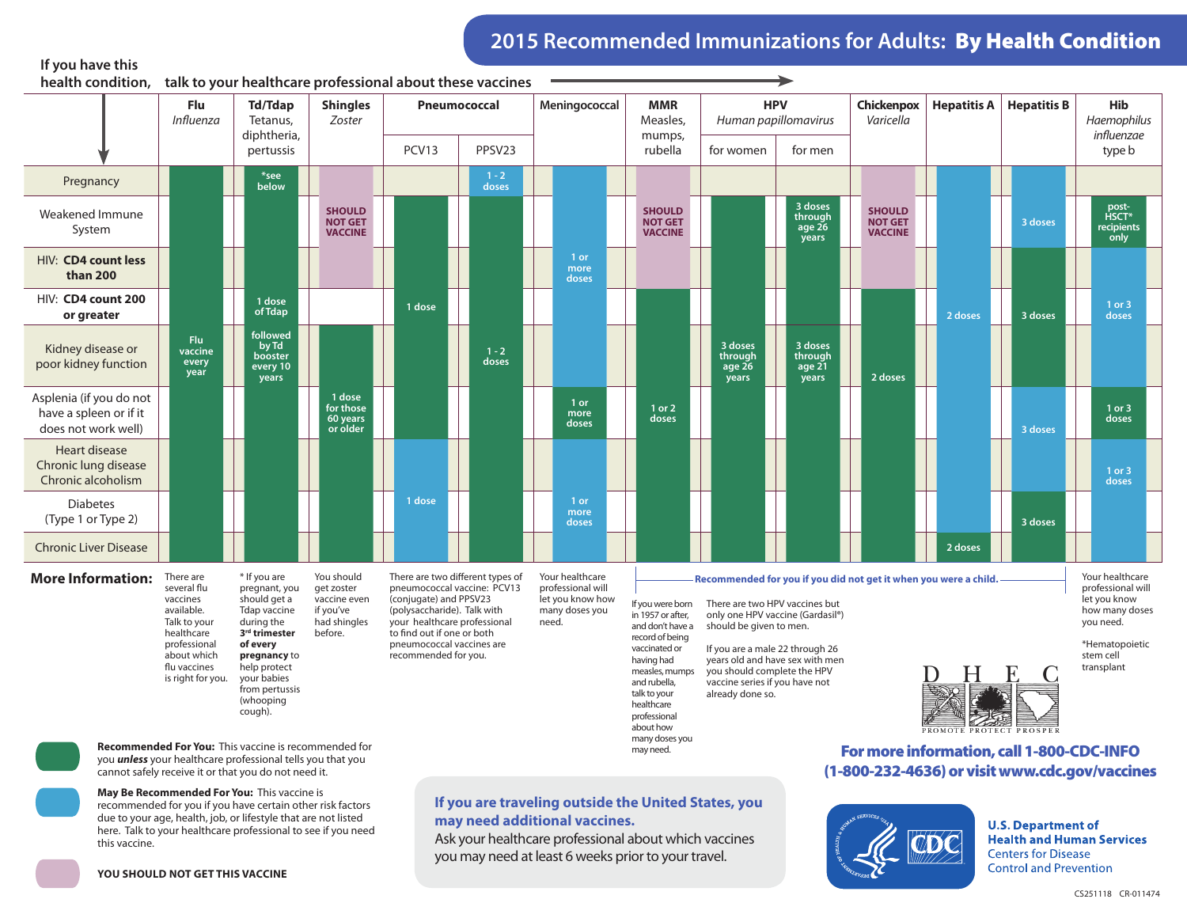# 2015 Recommended Immunizations for Adults: **By Health Condition**

If you have this health condition, talk to your healthcare professional about these vaccines

| If you have this health condition | Flu *Influenza* | Td/Tdap Tetanus, diphtheria, pertussis | Shingles *Zoster* | Pneumococcal PCV13 | Pneumococcal PPSV23 | Meningococcal | MMR Measles, mumps, rubella | HPV *Human papillomavirus* for women | HPV for men | Chickenpox *Varicella* | Hepatitis A | Hepatitis B | Hib *Haemophilus influenzae type b* |
|---|---|---|---|---|---|---|---|---|---|---|---|---|---|
| Pregnancy | Flu vaccine every year | *see below | SHOULD NOT GET VACCINE | | 1 - 2 doses | 1 or more doses | SHOULD NOT GET VACCINE | | | SHOULD NOT GET VACCINE | 2 doses | 3 doses | |
| Weakened Immune System | Flu vaccine every year | 1 dose of Tdap followed by Td booster every 10 years | SHOULD NOT GET VACCINE | 1 dose | 1 - 2 doses | 1 or more doses | SHOULD NOT GET VACCINE | 3 doses through age 26 years | 3 doses through age 26 years | SHOULD NOT GET VACCINE | 2 doses | 3 doses | post-HSCT* recipients only |
| HIV: **CD4 count less than 200** | Flu vaccine every year | 1 dose of Tdap followed by Td booster every 10 years | SHOULD NOT GET VACCINE | 1 dose | 1 - 2 doses | 1 or more doses | SHOULD NOT GET VACCINE | 3 doses through age 26 years | 3 doses through age 26 years | SHOULD NOT GET VACCINE | 2 doses | 3 doses | 1 or 3 doses |
| HIV: **CD4 count 200 or greater** | Flu vaccine every year | 1 dose of Tdap followed by Td booster every 10 years | | 1 dose | 1 - 2 doses | 1 or more doses | 1 or 2 doses | 3 doses through age 26 years | 3 doses through age 26 years | 2 doses | 2 doses | 3 doses | 1 or 3 doses |
| Kidney disease or poor kidney function | Flu vaccine every year | 1 dose of Tdap followed by Td booster every 10 years | 1 dose for those 60 years or older | 1 dose | 1 - 2 doses | 1 or more doses | 1 or 2 doses | 3 doses through age 26 years | 3 doses through age 21 years | 2 doses | 2 doses | 3 doses | 1 or 3 doses |
| Asplenia (if you do not have a spleen or if it does not work well) | Flu vaccine every year | 1 dose of Tdap followed by Td booster every 10 years | 1 dose for those 60 years or older | 1 dose | 1 - 2 doses | 1 or more doses | 1 or 2 doses | 3 doses through age 26 years | 3 doses through age 21 years | 2 doses | 2 doses | 3 doses | 1 or 3 doses |
| Heart disease Chronic lung disease Chronic alcoholism | Flu vaccine every year | 1 dose of Tdap followed by Td booster every 10 years | 1 dose for those 60 years or older | 1 dose | 1 - 2 doses | 1 or more doses | 1 or 2 doses | 3 doses through age 26 years | 3 doses through age 21 years | 2 doses | 2 doses | 3 doses | 1 or 3 doses |
| Diabetes (Type 1 or Type 2) | Flu vaccine every year | 1 dose of Tdap followed by Td booster every 10 years | 1 dose for those 60 years or older | 1 dose | 1 - 2 doses | 1 or more doses | 1 or 2 doses | 3 doses through age 26 years | 3 doses through age 21 years | 2 doses | 2 doses | 3 doses | 1 or 3 doses |
| Chronic Liver Disease | Flu vaccine every year | 1 dose of Tdap followed by Td booster every 10 years | 1 dose for those 60 years or older | 1 dose | 1 - 2 doses | 1 or more doses | 1 or 2 doses | 3 doses through age 26 years | 3 doses through age 21 years | 2 doses | 2 doses | 3 doses | 1 or 3 doses |

## More Information:

**Flu:** There are several flu vaccines available. Talk to your healthcare professional about which flu vaccines is right for you.

**Td/Tdap:** * If you are pregnant, you should get a Tdap vaccine during the **3rd trimester of every pregnancy** to help protect your babies from pertussis (whooping cough).

**Shingles:** You should get zoster vaccine even if you've had shingles before.

**Pneumococcal:** There are two different types of pneumococcal vaccine: PCV13 (conjugate) and PPSV23 (polysaccharide). Talk with your healthcare professional to find out if one or both pneumococcal vaccines are recommended for you.

**Meningococcal:** Your healthcare professional will let you know how many doses you need.

**Recommended for you if you did not get it when you were a child.**

**MMR:** If you were born in 1957 or after, and don't have a record of being vaccinated or having had measles, mumps and rubella, talk to your healthcare professional about how many doses you may need.

**HPV:** There are two HPV vaccines but only one HPV vaccine (Gardasil®) should be given to men.

If you are a male 22 through 26 years old and have sex with men you should complete the HPV vaccine series if you have not already done so.

**Hib:** Your healthcare professional will let you know how many doses you need.

*Hematopoietic stem cell transplant

**Recommended For You:** This vaccine is recommended for you ***unless*** your healthcare professional tells you that you cannot safely receive it or that you do not need it.

**May Be Recommended For You:** This vaccine is recommended for you if you have certain other risk factors due to your age, health, job, or lifestyle that are not listed here. Talk to your healthcare professional to see if you need this vaccine.

**YOU SHOULD NOT GET THIS VACCINE**

**If you are traveling outside the United States, you may need additional vaccines.**
Ask your healthcare professional about which vaccines you may need at least 6 weeks prior to your travel.

DHEC — PROMOTE PROTECT PROSPER

**For more information, call 1-800-CDC-INFO (1-800-232-4636) or visit www.cdc.gov/vaccines**

**U.S. Department of Health and Human Services**
Centers for Disease Control and Prevention

CS251118 CR-011474